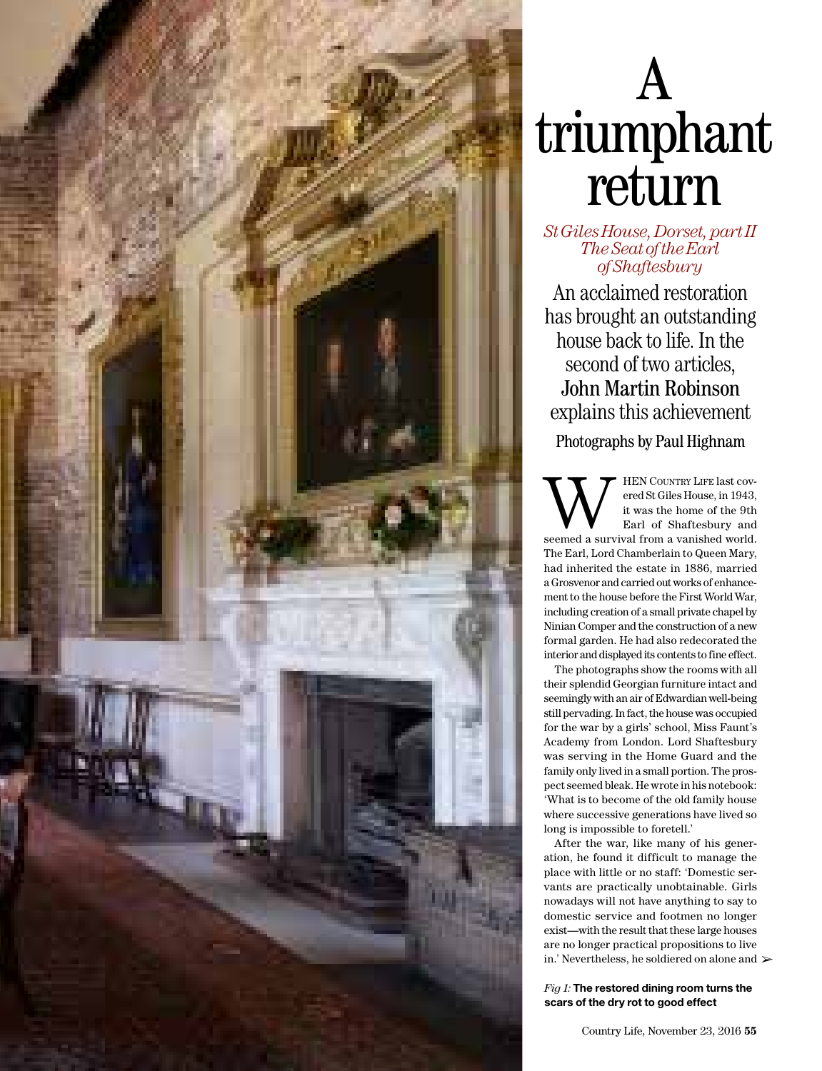# A triumphant return

*St Giles House, Dorset, part II The Seat of the Earl of Shaftesbury*

An acclaimed restoration has brought an outstanding house back to life. In the second of two articles, **John Martin Robinson** explains this achievement

Photographs by Paul Highnam

WHEN COUNTRY LIFE last covered St Giles House, in 1943, it was the home of the 9th Earl of Shaftesbury and seemed a survival from a vanished world. The Earl, Lord Chamberlain to Queen Mary, had inherited the estate in 1886, married a Grosvenor and carried out works of enhancement to the house before the First World War, including creation of a small private chapel by Ninian Comper and the construction of a new formal garden. He had also redecorated the interior and displayed its contents to fine effect.

The photographs show the rooms with all their splendid Georgian furniture intact and seemingly with an air of Edwardian well-being still pervading. In fact, the house was occupied for the war by a girls' school, Miss Faunt's Academy from London. Lord Shaftesbury was serving in the Home Guard and the family only lived in a small portion. The prospect seemed bleak. He wrote in his notebook: 'What is to become of the old family house where successive generations have lived so long is impossible to foretell.'

After the war, like many of his generation, he found it difficult to manage the place with little or no staff: 'Domestic servants are practically unobtainable. Girls nowadays will not have anything to say to domestic service and footmen no longer exist—with the result that these large houses are no longer practical propositions to live in.' Nevertheless, he soldiered on alone and ➢

*Fig 1:* **The restored dining room turns the scars of the dry rot to good effect**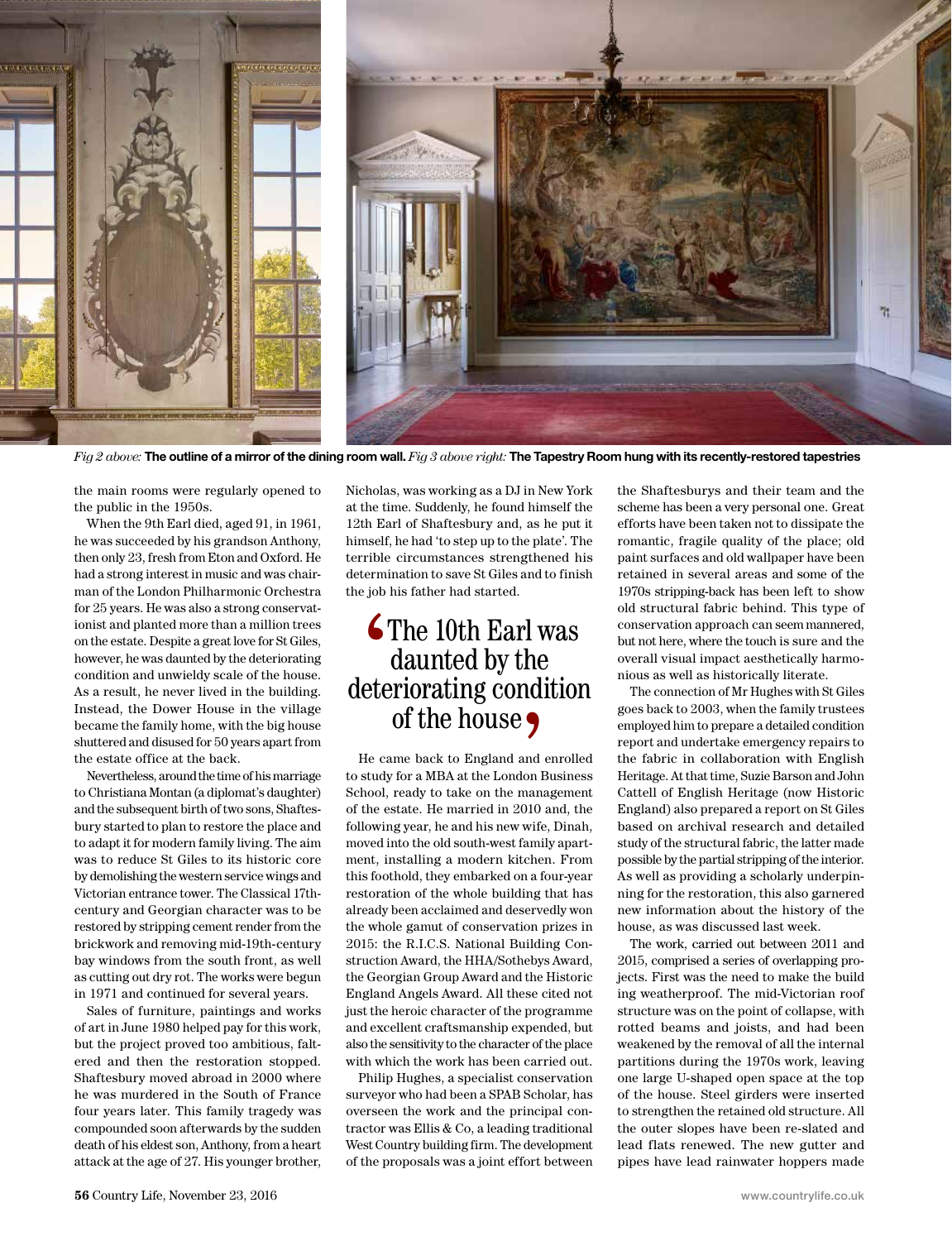*Fig 2 above:* **The outline of a mirror of the dining room wall.** *Fig 3 above right:* **The Tapestry Room hung with its recently-restored tapestries**

the main rooms were regularly opened to the public in the 1950s.

When the 9th Earl died, aged 91, in 1961, he was succeeded by his grandson Anthony, then only 23, fresh from Eton and Oxford. He had a strong interest in music and was chairman of the London Philharmonic Orchestra for 25 years. He was also a strong conservationist and planted more than a million trees on the estate. Despite a great love for St Giles, however, he was daunted by the deteriorating condition and unwieldy scale of the house. As a result, he never lived in the building. Instead, the Dower House in the village became the family home, with the big house shuttered and disused for 50 years apart from the estate office at the back.

Nevertheless, around the time of his marriage to Christiana Montan (a diplomat's daughter) and the subsequent birth of two sons, Shaftesbury started to plan to restore the place and to adapt it for modern family living. The aim was to reduce St Giles to its historic core by demolishing the western service wings and Victorian entrance tower. The Classical 17th-century and Georgian character was to be restored by stripping cement render from the brickwork and removing mid-19th-century bay windows from the south front, as well as cutting out dry rot. The works were begun in 1971 and continued for several years.

Sales of furniture, paintings and works of art in June 1980 helped pay for this work, but the project proved too ambitious, faltered and then the restoration stopped. Shaftesbury moved abroad in 2000 where he was murdered in the South of France four years later. This family tragedy was compounded soon afterwards by the sudden death of his eldest son, Anthony, from a heart attack at the age of 27. His younger brother, Nicholas, was working as a DJ in New York at the time. Suddenly, he found himself the 12th Earl of Shaftesbury and, as he put it himself, he had 'to step up to the plate'. The terrible circumstances strengthened his determination to save St Giles and to finish the job his father had started.

> 'The 10th Earl was daunted by the deteriorating condition of the house'

He came back to England and enrolled to study for a MBA at the London Business School, ready to take on the management of the estate. He married in 2010 and, the following year, he and his new wife, Dinah, moved into the old south-west family apartment, installing a modern kitchen. From this foothold, they embarked on a four-year restoration of the whole building that has already been acclaimed and deservedly won the whole gamut of conservation prizes in 2015: the R.I.C.S. National Building Construction Award, the HHA/Sothebys Award, the Georgian Group Award and the Historic England Angels Award. All these cited not just the heroic character of the programme and excellent craftsmanship expended, but also the sensitivity to the character of the place with which the work has been carried out.

Philip Hughes, a specialist conservation surveyor who had been a SPAB Scholar, has overseen the work and the principal contractor was Ellis & Co, a leading traditional West Country building firm. The development of the proposals was a joint effort between the Shaftesburys and their team and the scheme has been a very personal one. Great efforts have been taken not to dissipate the romantic, fragile quality of the place; old paint surfaces and old wallpaper have been retained in several areas and some of the 1970s stripping-back has been left to show old structural fabric behind. This type of conservation approach can seem mannered, but not here, where the touch is sure and the overall visual impact aesthetically harmonious as well as historically literate.

The connection of Mr Hughes with St Giles goes back to 2003, when the family trustees employed him to prepare a detailed condition report and undertake emergency repairs to the fabric in collaboration with English Heritage. At that time, Suzie Barson and John Cattell of English Heritage (now Historic England) also prepared a report on St Giles based on archival research and detailed study of the structural fabric, the latter made possible by the partial stripping of the interior. As well as providing a scholarly underpinning for the restoration, this also garnered new information about the history of the house, as was discussed last week.

The work, carried out between 2011 and 2015, comprised a series of overlapping projects. First was the need to make the build ing weatherproof. The mid-Victorian roof structure was on the point of collapse, with rotted beams and joists, and had been weakened by the removal of all the internal partitions during the 1970s work, leaving one large U-shaped open space at the top of the house. Steel girders were inserted to strengthen the retained old structure. All the outer slopes have been re-slated and lead flats renewed. The new gutter and pipes have lead rainwater hoppers made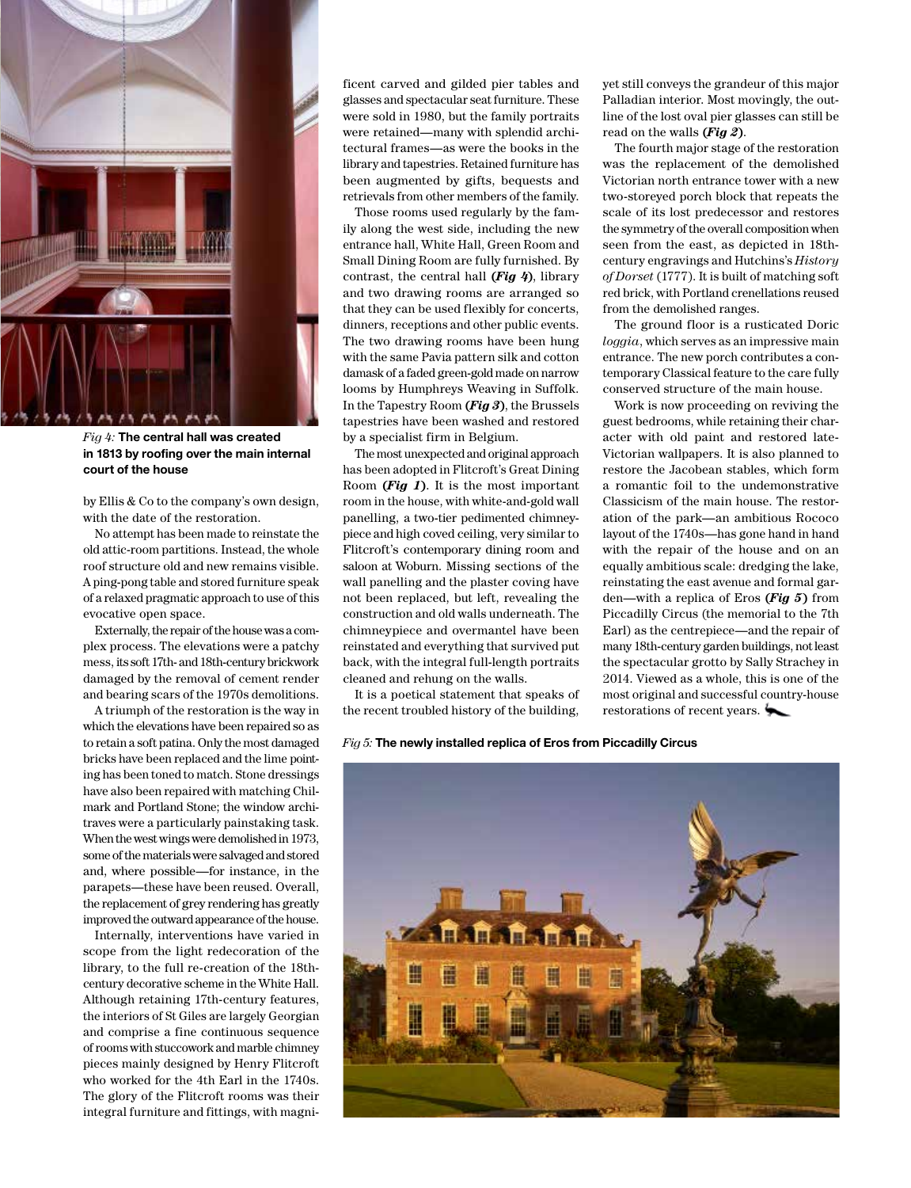*Fig 4:* **The central hall was created in 1813 by roofing over the main internal court of the house**

by Ellis & Co to the company's own design, with the date of the restoration.

No attempt has been made to reinstate the old attic-room partitions. Instead, the whole roof structure old and new remains visible. A ping-pong table and stored furniture speak of a relaxed pragmatic approach to use of this evocative open space.

Externally, the repair of the house was a complex process. The elevations were a patchy mess, its soft 17th- and 18th-century brickwork damaged by the removal of cement render and bearing scars of the 1970s demolitions.

A triumph of the restoration is the way in which the elevations have been repaired so as to retain a soft patina. Only the most damaged bricks have been replaced and the lime pointing has been toned to match. Stone dressings have also been repaired with matching Chilmark and Portland Stone; the window architraves were a particularly painstaking task. When the west wings were demolished in 1973, some of the materials were salvaged and stored and, where possible—for instance, in the parapets—these have been reused. Overall, the replacement of grey rendering has greatly improved the outward appearance of the house.

Internally, interventions have varied in scope from the light redecoration of the library, to the full re-creation of the 18th-century decorative scheme in the White Hall. Although retaining 17th-century features, the interiors of St Giles are largely Georgian and comprise a fine continuous sequence of rooms with stuccowork and marble chimney pieces mainly designed by Henry Flitcroft who worked for the 4th Earl in the 1740s. The glory of the Flitcroft rooms was their integral furniture and fittings, with magnificent carved and gilded pier tables and glasses and spectacular seat furniture. These were sold in 1980, but the family portraits were retained—many with splendid architectural frames—as were the books in the library and tapestries. Retained furniture has been augmented by gifts, bequests and retrievals from other members of the family.

Those rooms used regularly by the family along the west side, including the new entrance hall, White Hall, Green Room and Small Dining Room are fully furnished. By contrast, the central hall **(*Fig 4*)**, library and two drawing rooms are arranged so that they can be used flexibly for concerts, dinners, receptions and other public events. The two drawing rooms have been hung with the same Pavia pattern silk and cotton damask of a faded green-gold made on narrow looms by Humphreys Weaving in Suffolk. In the Tapestry Room **(*Fig 3*)**, the Brussels tapestries have been washed and restored by a specialist firm in Belgium.

The most unexpected and original approach has been adopted in Flitcroft's Great Dining Room **(*Fig 1*)**. It is the most important room in the house, with white-and-gold wall panelling, a two-tier pedimented chimneypiece and high coved ceiling, very similar to Flitcroft's contemporary dining room and saloon at Woburn. Missing sections of the wall panelling and the plaster coving have not been replaced, but left, revealing the construction and old walls underneath. The chimneypiece and overmantel have been reinstated and everything that survived put back, with the integral full-length portraits cleaned and rehung on the walls.

It is a poetical statement that speaks of the recent troubled history of the building, yet still conveys the grandeur of this major Palladian interior. Most movingly, the outline of the lost oval pier glasses can still be read on the walls **(*Fig 2*)**.

The fourth major stage of the restoration was the replacement of the demolished Victorian north entrance tower with a new two-storeyed porch block that repeats the scale of its lost predecessor and restores the symmetry of the overall composition when seen from the east, as depicted in 18th-century engravings and Hutchins's *History of Dorset* (1777). It is built of matching soft red brick, with Portland crenellations reused from the demolished ranges.

The ground floor is a rusticated Doric *loggia*, which serves as an impressive main entrance. The new porch contributes a contemporary Classical feature to the care fully conserved structure of the main house.

Work is now proceeding on reviving the guest bedrooms, while retaining their character with old paint and restored late-Victorian wallpapers. It is also planned to restore the Jacobean stables, which form a romantic foil to the undemonstrative Classicism of the main house. The restoration of the park—an ambitious Rococo layout of the 1740s—has gone hand in hand with the repair of the house and on an equally ambitious scale: dredging the lake, reinstating the east avenue and formal garden—with a replica of Eros **(*Fig 5*)** from Piccadilly Circus (the memorial to the 7th Earl) as the centrepiece—and the repair of many 18th-century garden buildings, not least the spectacular grotto by Sally Strachey in 2014. Viewed as a whole, this is one of the most original and successful country-house restorations of recent years.

*Fig 5:* **The newly installed replica of Eros from Piccadilly Circus**